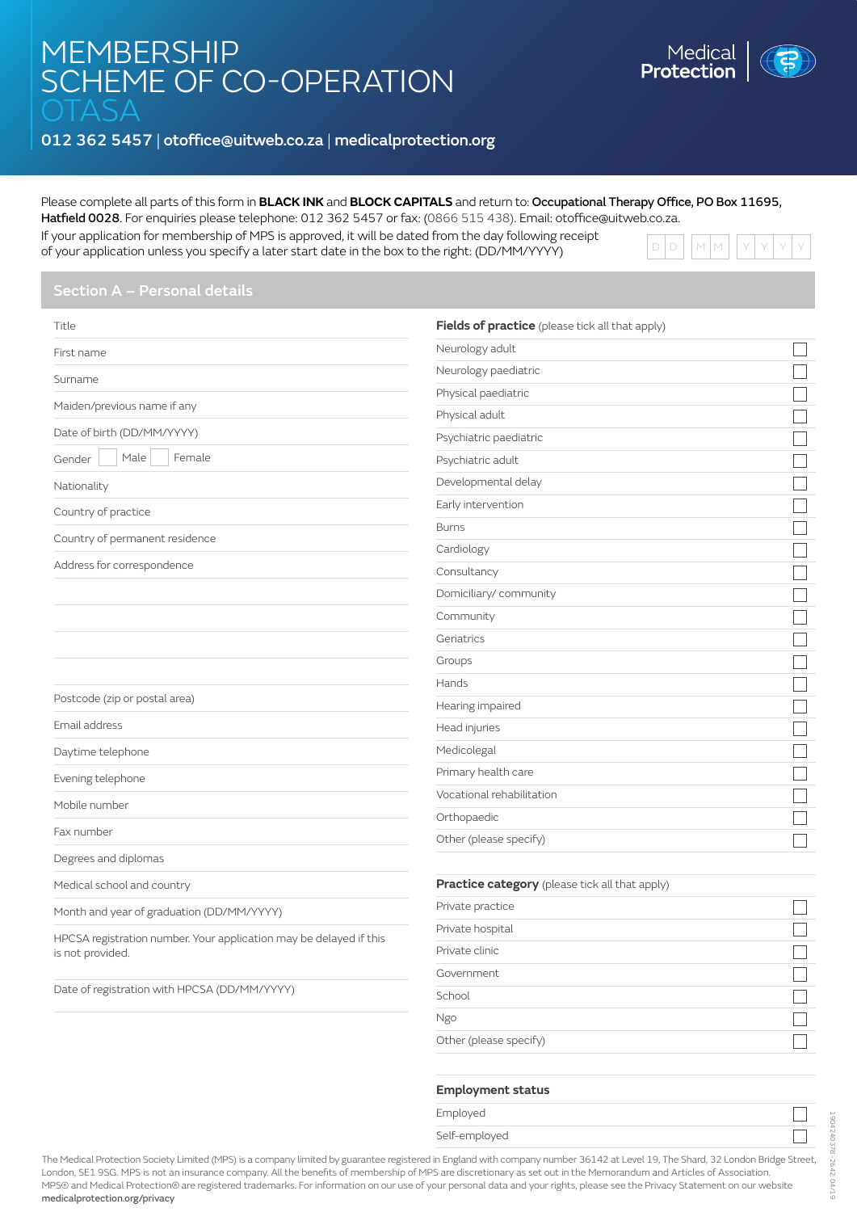# MEMBERSHIP SCHEME OF CO-OPERATION OTASA

**012 362 5457 | otoffice@uitweb.co.za | medicalprotection.org**

Medical **Protection**

Please complete all parts of this form in **BLACK INK** and **BLOCK CAPITALS** and return to: **Occupational Therapy Office, PO Box 11695, Hatfield 0028**. For enquiries please telephone: 012 362 5457 or fax: (0866 515 438). Email: otoffice@uitweb.co.za.

If your application for membership of MPS is approved, it will be dated from the day following receipt of your application unless you specify a later start date in the box to the right: (DD/MM/YYYY)

D D | M M | Y Y Y Y

## Section A – Personal details

Title

First name

Surname

Maiden/previous name if any

Date of birth (DD/MM/YYYY)

Gender ☐ Male ☐ Female

Nationality

Country of practice

Country of permanent residence

Address for correspondence

Postcode (zip or postal area)

Email address

Daytime telephone

Evening telephone

Mobile number

Fax number

Degrees and diplomas

Medical school and country

Month and year of graduation (DD/MM/YYYY)

HPCSA registration number. Your application may be delayed if this is not provided.

Date of registration with HPCSA (DD/MM/YYYY)

**Fields of practice** (please tick all that apply)

- ☐ Neurology adult
- ☐ Neurology paediatric
- ☐ Physical paediatric
- ☐ Physical adult
- ☐ Psychiatric paediatric
- ☐ Psychiatric adult
- ☐ Developmental delay
- ☐ Early intervention
- ☐ Burns
- ☐ Cardiology
- ☐ Consultancy
- ☐ Domiciliary/ community
- ☐ Community
- ☐ Geriatrics
- ☐ Groups
- ☐ Hands
- ☐ Hearing impaired
- ☐ Head injuries
- ☐ Medicolegal
- ☐ Primary health care
- ☐ Vocational rehabilitation
- ☐ Orthopaedic
- ☐ Other (please specify)

**Practice category** (please tick all that apply)

- ☐ Private practice
- ☐ Private hospital
- ☐ Private clinic
- ☐ Government
- ☐ School
- ☐ Ngo
- ☐ Other (please specify)

**Employment status**

- ☐ Employed
- ☐ Self-employed

The Medical Protection Society Limited (MPS) is a company limited by guarantee registered in England with company number 36142 at Level 19, The Shard, 32 London Bridge Street, London, SE1 9SG. MPS is not an insurance company. All the benefits of membership of MPS are discretionary as set out in the Memorandum and Articles of Association. MPS® and Medical Protection® are registered trademarks. For information on our use of your personal data and your rights, please see the Privacy Statement on our website **medicalprotection.org/privacy**

1904240378-2642-04/19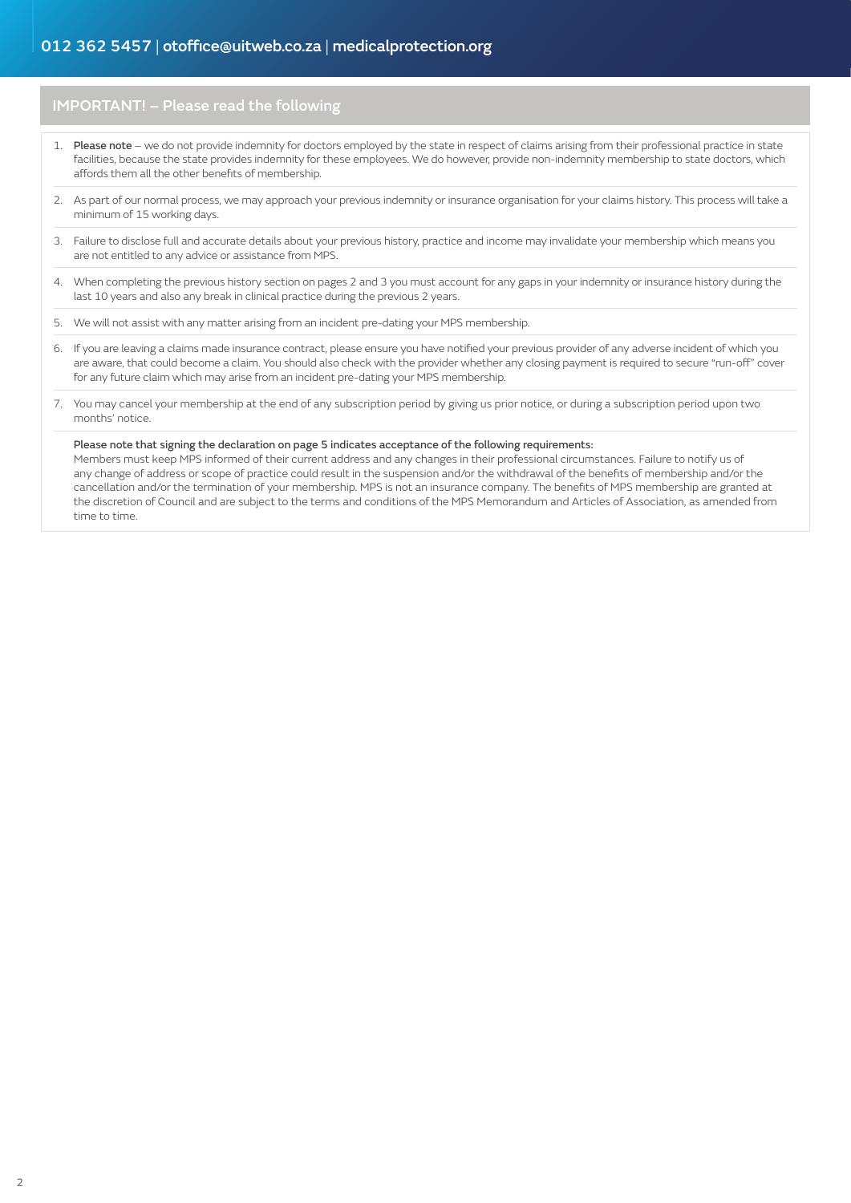012 362 5457 | otoffice@uitweb.co.za | medicalprotection.org

## IMPORTANT! – Please read the following

1. **Please note** – we do not provide indemnity for doctors employed by the state in respect of claims arising from their professional practice in state facilities, because the state provides indemnity for these employees. We do however, provide non-indemnity membership to state doctors, which affords them all the other benefits of membership.
2. As part of our normal process, we may approach your previous indemnity or insurance organisation for your claims history. This process will take a minimum of 15 working days.
3. Failure to disclose full and accurate details about your previous history, practice and income may invalidate your membership which means you are not entitled to any advice or assistance from MPS.
4. When completing the previous history section on pages 2 and 3 you must account for any gaps in your indemnity or insurance history during the last 10 years and also any break in clinical practice during the previous 2 years.
5. We will not assist with any matter arising from an incident pre-dating your MPS membership.
6. If you are leaving a claims made insurance contract, please ensure you have notified your previous provider of any adverse incident of which you are aware, that could become a claim. You should also check with the provider whether any closing payment is required to secure "run-off" cover for any future claim which may arise from an incident pre-dating your MPS membership.
7. You may cancel your membership at the end of any subscription period by giving us prior notice, or during a subscription period upon two months' notice.

**Please note that signing the declaration on page 5 indicates acceptance of the following requirements:**
Members must keep MPS informed of their current address and any changes in their professional circumstances. Failure to notify us of any change of address or scope of practice could result in the suspension and/or the withdrawal of the benefits of membership and/or the cancellation and/or the termination of your membership. MPS is not an insurance company. The benefits of MPS membership are granted at the discretion of Council and are subject to the terms and conditions of the MPS Memorandum and Articles of Association, as amended from time to time.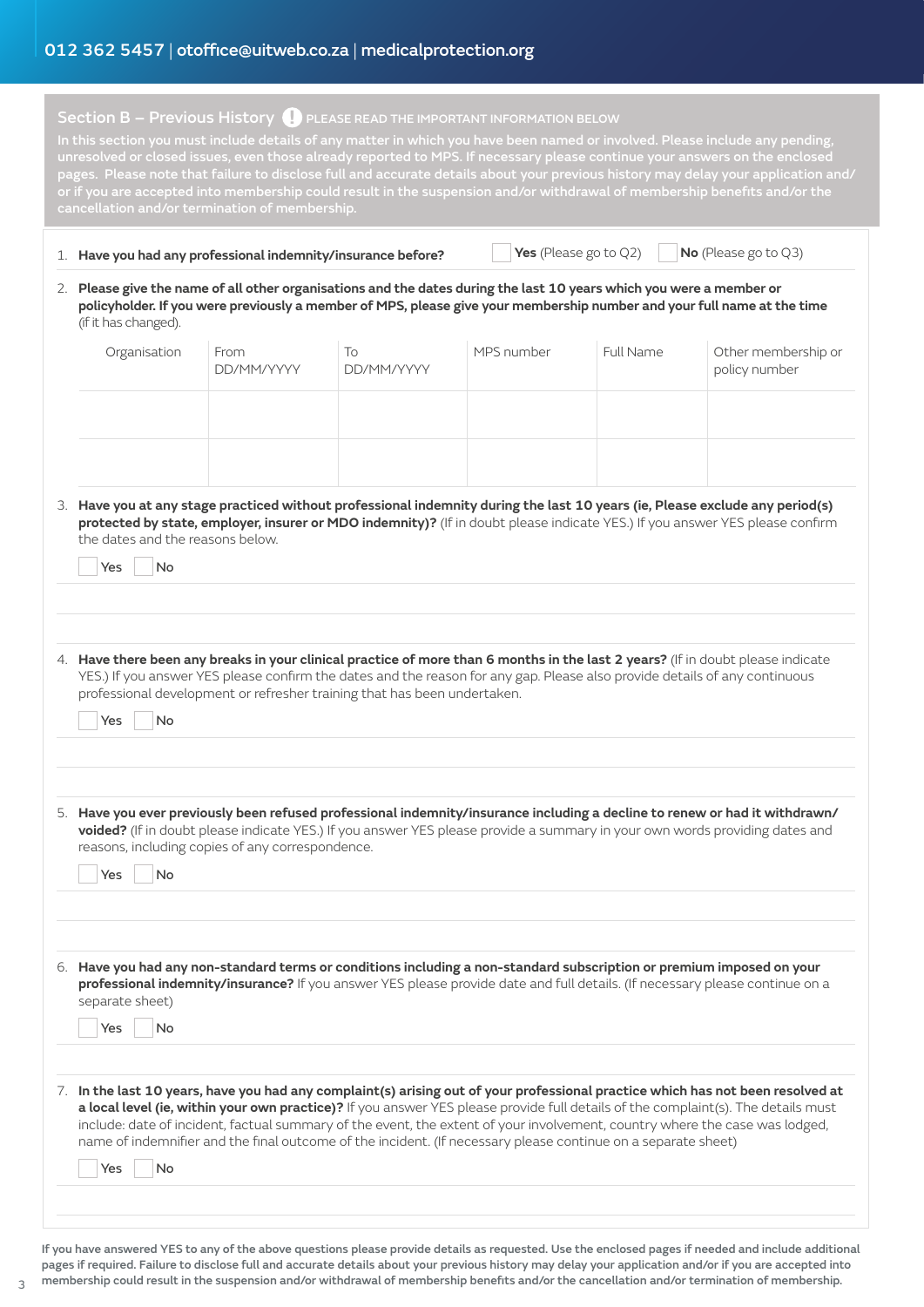012 362 5457 | otoffice@uitweb.co.za | medicalprotection.org

## Section B – Previous History

PLEASE READ THE IMPORTANT INFORMATION BELOW

**In this section you must include details of any matter in which you have been named or involved. Please include any pending, unresolved or closed issues, even those already reported to MPS. If necessary please continue your answers on the enclosed pages. Please note that failure to disclose full and accurate details about your previous history may delay your application and/or if you are accepted into membership could result in the suspension and/or withdrawal of membership benefits and/or the cancellation and/or termination of membership.**

1. **Have you had any professional indemnity/insurance before?** ☐ **Yes** (Please go to Q2) ☐ **No** (Please go to Q3)

2. **Please give the name of all other organisations and the dates during the last 10 years which you were a member or policyholder. If you were previously a member of MPS, please give your membership number and your full name at the time** (if it has changed).

| Organisation | From DD/MM/YYYY | To DD/MM/YYYY | MPS number | Full Name | Other membership or policy number |
|---|---|---|---|---|---|
| | | | | | |
| | | | | | |

3. **Have you at any stage practiced without professional indemnity during the last 10 years (ie, Please exclude any period(s) protected by state, employer, insurer or MDO indemnity)?** (If in doubt please indicate YES.) If you answer YES please confirm the dates and the reasons below.

   ☐ Yes ☐ No

4. **Have there been any breaks in your clinical practice of more than 6 months in the last 2 years?** (If in doubt please indicate YES.) If you answer YES please confirm the dates and the reason for any gap. Please also provide details of any continuous professional development or refresher training that has been undertaken.

   ☐ Yes ☐ No

5. **Have you ever previously been refused professional indemnity/insurance including a decline to renew or had it withdrawn/voided?** (If in doubt please indicate YES.) If you answer YES please provide a summary in your own words providing dates and reasons, including copies of any correspondence.

   ☐ Yes ☐ No

6. **Have you had any non-standard terms or conditions including a non-standard subscription or premium imposed on your professional indemnity/insurance?** If you answer YES please provide date and full details. (If necessary please continue on a separate sheet)

   ☐ Yes ☐ No

7. **In the last 10 years, have you had any complaint(s) arising out of your professional practice which has not been resolved at a local level (ie, within your own practice)?** If you answer YES please provide full details of the complaint(s). The details must include: date of incident, factual summary of the event, the extent of your involvement, country where the case was lodged, name of indemnifier and the final outcome of the incident. (If necessary please continue on a separate sheet)

   ☐ Yes ☐ No

**If you have answered YES to any of the above questions please provide details as requested. Use the enclosed pages if needed and include additional pages if required. Failure to disclose full and accurate details about your previous history may delay your application and/or if you are accepted into membership could result in the suspension and/or withdrawal of membership benefits and/or the cancellation and/or termination of membership.**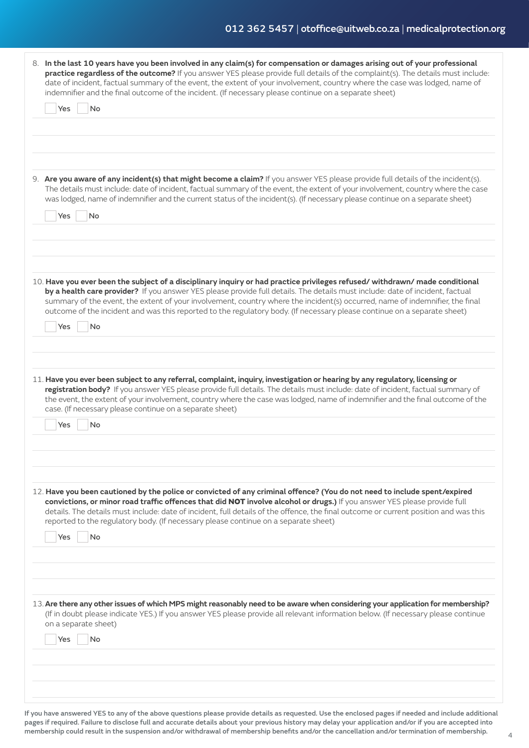8. **In the last 10 years have you been involved in any claim(s) for compensation or damages arising out of your professional practice regardless of the outcome?** If you answer YES please provide full details of the complaint(s). The details must include: date of incident, factual summary of the event, the extent of your involvement, country where the case was lodged, name of indemnifier and the final outcome of the incident. (If necessary please continue on a separate sheet)

☐ Yes ☐ No

9. **Are you aware of any incident(s) that might become a claim?** If you answer YES please provide full details of the incident(s). The details must include: date of incident, factual summary of the event, the extent of your involvement, country where the case was lodged, name of indemnifier and the current status of the incident(s). (If necessary please continue on a separate sheet)

☐ Yes ☐ No

10. **Have you ever been the subject of a disciplinary inquiry or had practice privileges refused/ withdrawn/ made conditional by a health care provider?** If you answer YES please provide full details. The details must include: date of incident, factual summary of the event, the extent of your involvement, country where the incident(s) occurred, name of indemnifier, the final outcome of the incident and was this reported to the regulatory body. (If necessary please continue on a separate sheet)

☐ Yes ☐ No

11. **Have you ever been subject to any referral, complaint, inquiry, investigation or hearing by any regulatory, licensing or registration body?** If you answer YES please provide full details. The details must include: date of incident, factual summary of the event, the extent of your involvement, country where the case was lodged, name of indemnifier and the final outcome of the case. (If necessary please continue on a separate sheet)

☐ Yes ☐ No

12. **Have you been cautioned by the police or convicted of any criminal offence? (You do not need to include spent/expired convictions, or minor road traffic offences that did NOT involve alcohol or drugs.)** If you answer YES please provide full details. The details must include: date of incident, full details of the offence, the final outcome or current position and was this reported to the regulatory body. (If necessary please continue on a separate sheet)

☐ Yes ☐ No

13. **Are there any other issues of which MPS might reasonably need to be aware when considering your application for membership?** (If in doubt please indicate YES.) If you answer YES please provide all relevant information below. (If necessary please continue on a separate sheet)

☐ Yes ☐ No

**If you have answered YES to any of the above questions please provide details as requested. Use the enclosed pages if needed and include additional pages if required. Failure to disclose full and accurate details about your previous history may delay your application and/or if you are accepted into membership could result in the suspension and/or withdrawal of membership benefits and/or the cancellation and/or termination of membership.**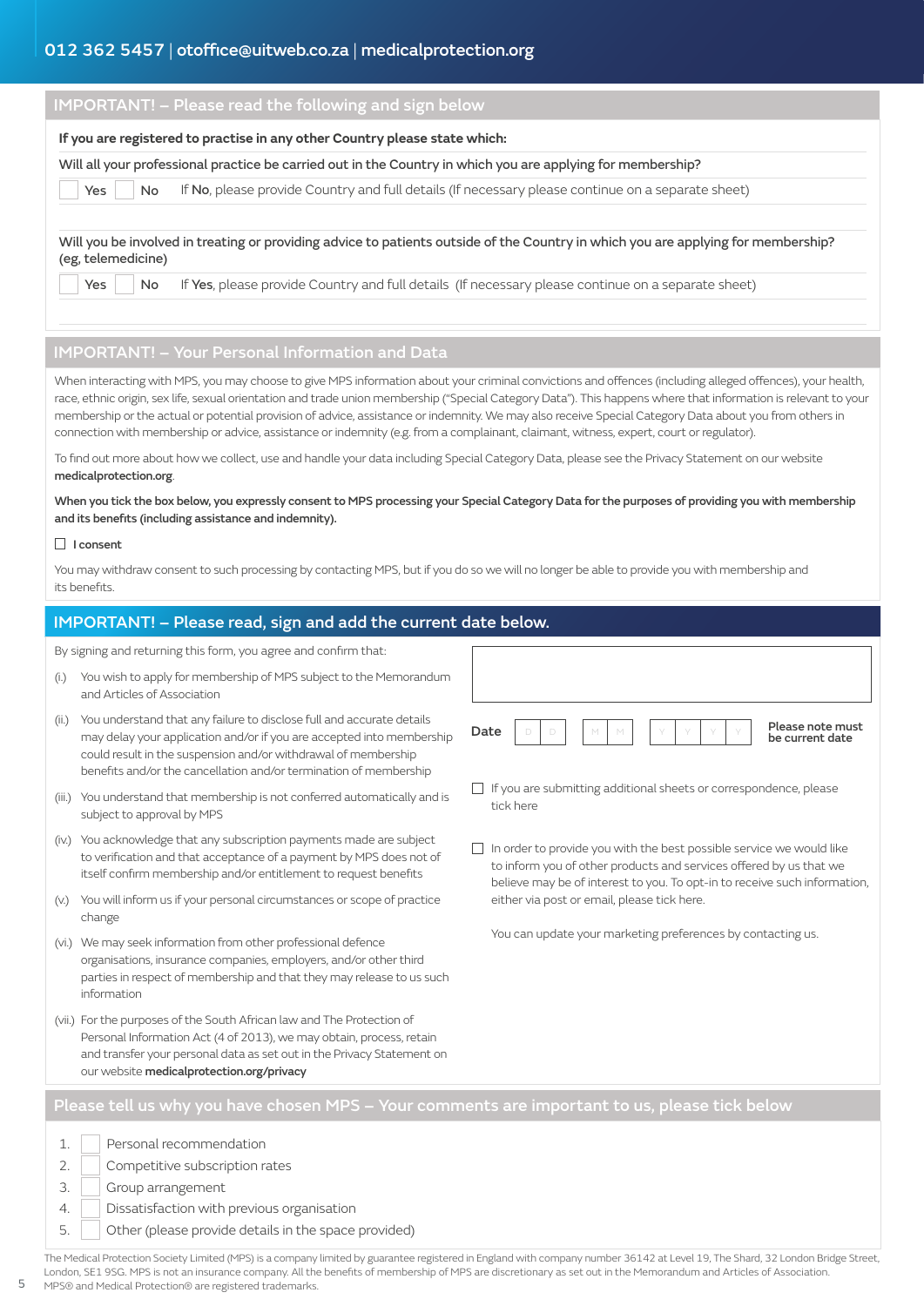## IMPORTANT! – Please read the following and sign below

**If you are registered to practise in any other Country please state which:**

**Will all your professional practice be carried out in the Country in which you are applying for membership?**

☐ Yes ☐ No If **No**, please provide Country and full details (If necessary please continue on a separate sheet)

**Will you be involved in treating or providing advice to patients outside of the Country in which you are applying for membership? (eg, telemedicine)**

☐ Yes ☐ No If **Yes**, please provide Country and full details (If necessary please continue on a separate sheet)

## IMPORTANT! – Your Personal Information and Data

When interacting with MPS, you may choose to give MPS information about your criminal convictions and offences (including alleged offences), your health, race, ethnic origin, sex life, sexual orientation and trade union membership ("Special Category Data"). This happens where that information is relevant to your membership or the actual or potential provision of advice, assistance or indemnity. We may also receive Special Category Data about you from others in connection with membership or advice, assistance or indemnity (e.g. from a complainant, claimant, witness, expert, court or regulator).

To find out more about how we collect, use and handle your data including Special Category Data, please see the Privacy Statement on our website **medicalprotection.org**.

**When you tick the box below, you expressly consent to MPS processing your Special Category Data for the purposes of providing you with membership and its benefits (including assistance and indemnity).**

☐ **I consent**

You may withdraw consent to such processing by contacting MPS, but if you do so we will no longer be able to provide you with membership and its benefits.

## IMPORTANT! – Please read, sign and add the current date below.

By signing and returning this form, you agree and confirm that:

(i.) You wish to apply for membership of MPS subject to the Memorandum and Articles of Association

(ii.) You understand that any failure to disclose full and accurate details may delay your application and/or if you are accepted into membership could result in the suspension and/or withdrawal of membership benefits and/or the cancellation and/or termination of membership

(iii.) You understand that membership is not conferred automatically and is subject to approval by MPS

(iv.) You acknowledge that any subscription payments made are subject to verification and that acceptance of a payment by MPS does not of itself confirm membership and/or entitlement to request benefits

(v.) You will inform us if your personal circumstances or scope of practice change

(vi.) We may seek information from other professional defence organisations, insurance companies, employers, and/or other third parties in respect of membership and that they may release to us such information

(vii.) For the purposes of the South African law and The Protection of Personal Information Act (4 of 2013), we may obtain, process, retain and transfer your personal data as set out in the Privacy Statement on our website **medicalprotection.org/privacy**

**Date** D D / M M / Y Y Y Y **Please note must be current date**

☐ If you are submitting additional sheets or correspondence, please tick here

☐ In order to provide you with the best possible service we would like to inform you of other products and services offered by us that we believe may be of interest to you. To opt-in to receive such information, either via post or email, please tick here.

You can update your marketing preferences by contacting us.

## Please tell us why you have chosen MPS – Your comments are important to us, please tick below

1. ☐ Personal recommendation
2. ☐ Competitive subscription rates
3. ☐ Group arrangement
4. ☐ Dissatisfaction with previous organisation
5. ☐ Other (please provide details in the space provided)

The Medical Protection Society Limited (MPS) is a company limited by guarantee registered in England with company number 36142 at Level 19, The Shard, 32 London Bridge Street, London, SE1 9SG. MPS is not an insurance company. All the benefits of membership of MPS are discretionary as set out in the Memorandum and Articles of Association. MPS® and Medical Protection® are registered trademarks.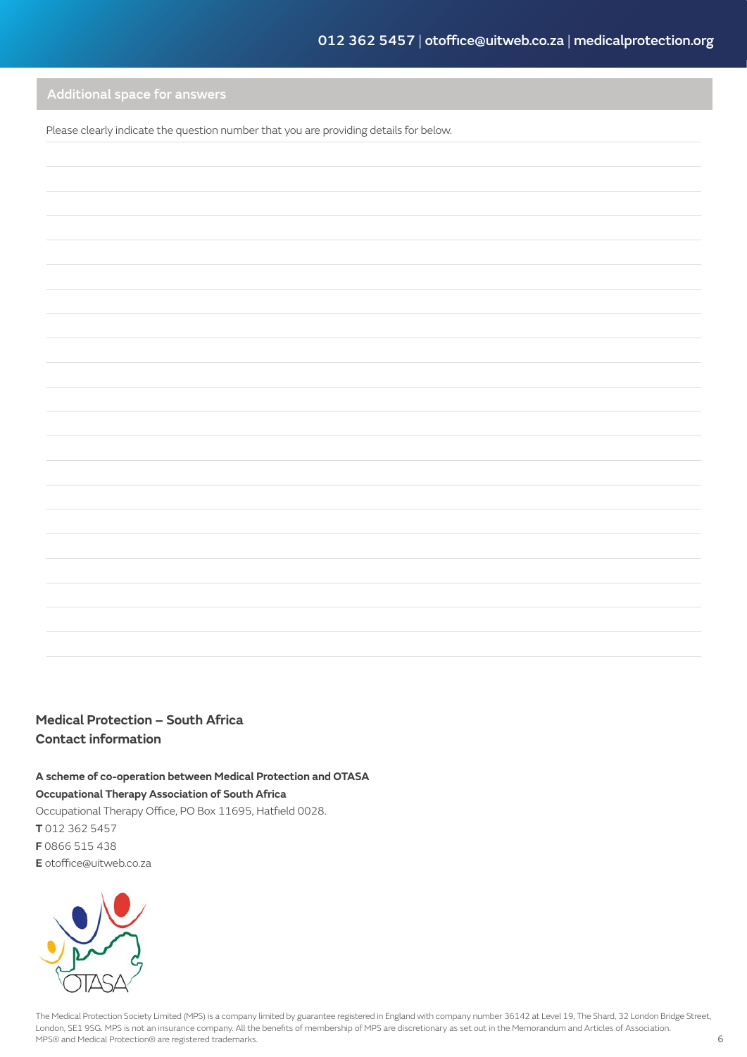## Additional space for answers

Please clearly indicate the question number that you are providing details for below.

**Medical Protection – South Africa**
**Contact information**

**A scheme of co-operation between Medical Protection and OTASA**
**Occupational Therapy Association of South Africa**
Occupational Therapy Office, PO Box 11695, Hatfield 0028.
**T** 012 362 5457
**F** 0866 515 438
**E** otoffice@uitweb.co.za

OTASA

The Medical Protection Society Limited (MPS) is a company limited by guarantee registered in England with company number 36142 at Level 19, The Shard, 32 London Bridge Street, London, SE1 9SG. MPS is not an insurance company. All the benefits of membership of MPS are discretionary as set out in the Memorandum and Articles of Association. MPS® and Medical Protection® are registered trademarks.